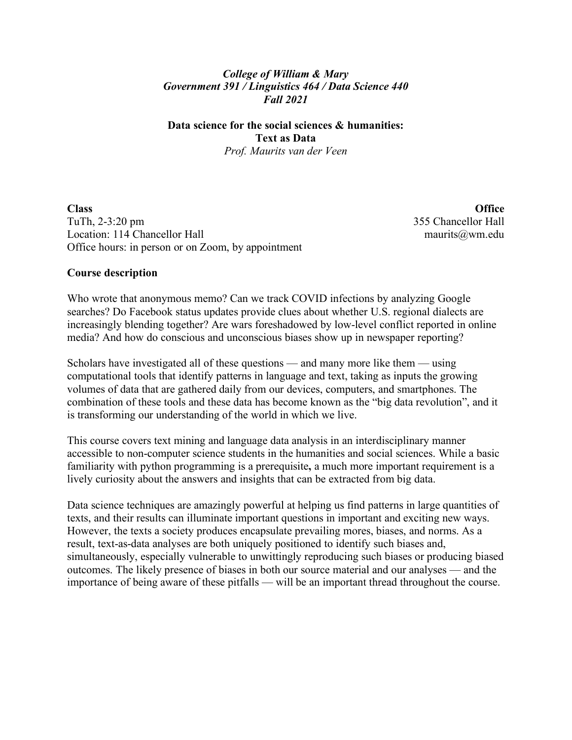*College of William & Mary*
*Government 391 / Linguistics 464 / Data Science 440*
*Fall 2021*

**Data science for the social sciences & humanities:**
**Text as Data**
*Prof. Maurits van der Veen*

**Class**
TuTh, 2-3:20 pm
Location: 114 Chancellor Hall
Office hours: in person or on Zoom, by appointment

**Office**
355 Chancellor Hall
maurits@wm.edu

## Course description

Who wrote that anonymous memo? Can we track COVID infections by analyzing Google searches? Do Facebook status updates provide clues about whether U.S. regional dialects are increasingly blending together? Are wars foreshadowed by low-level conflict reported in online media? And how do conscious and unconscious biases show up in newspaper reporting?

Scholars have investigated all of these questions — and many more like them — using computational tools that identify patterns in language and text, taking as inputs the growing volumes of data that are gathered daily from our devices, computers, and smartphones. The combination of these tools and these data has become known as the "big data revolution", and it is transforming our understanding of the world in which we live.

This course covers text mining and language data analysis in an interdisciplinary manner accessible to non-computer science students in the humanities and social sciences. While a basic familiarity with python programming is a prerequisite**,** a much more important requirement is a lively curiosity about the answers and insights that can be extracted from big data.

Data science techniques are amazingly powerful at helping us find patterns in large quantities of texts, and their results can illuminate important questions in important and exciting new ways. However, the texts a society produces encapsulate prevailing mores, biases, and norms. As a result, text-as-data analyses are both uniquely positioned to identify such biases and, simultaneously, especially vulnerable to unwittingly reproducing such biases or producing biased outcomes. The likely presence of biases in both our source material and our analyses — and the importance of being aware of these pitfalls — will be an important thread throughout the course.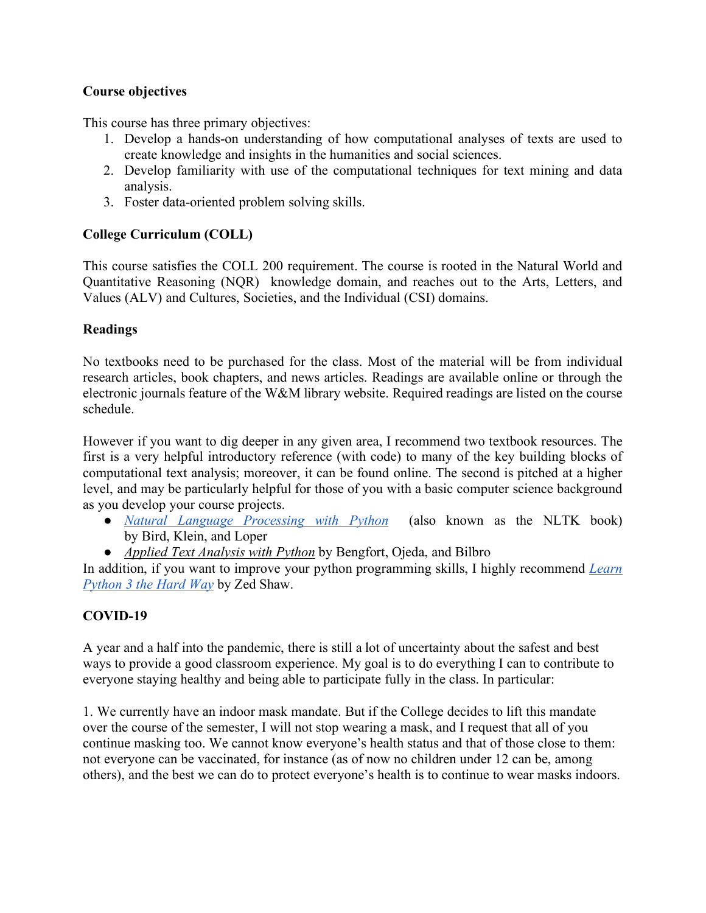**Course objectives**

This course has three primary objectives:

1. Develop a hands-on understanding of how computational analyses of texts are used to create knowledge and insights in the humanities and social sciences.
2. Develop familiarity with use of the computational techniques for text mining and data analysis.
3. Foster data-oriented problem solving skills.

**College Curriculum (COLL)**

This course satisfies the COLL 200 requirement. The course is rooted in the Natural World and Quantitative Reasoning (NQR) knowledge domain, and reaches out to the Arts, Letters, and Values (ALV) and Cultures, Societies, and the Individual (CSI) domains.

**Readings**

No textbooks need to be purchased for the class. Most of the material will be from individual research articles, book chapters, and news articles. Readings are available online or through the electronic journals feature of the W&M library website. Required readings are listed on the course schedule.

However if you want to dig deeper in any given area, I recommend two textbook resources. The first is a very helpful introductory reference (with code) to many of the key building blocks of computational text analysis; moreover, it can be found online. The second is pitched at a higher level, and may be particularly helpful for those of you with a basic computer science background as you develop your course projects.

- *Natural Language Processing with Python* (also known as the NLTK book) by Bird, Klein, and Loper
- *Applied Text Analysis with Python* by Bengfort, Ojeda, and Bilbro

In addition, if you want to improve your python programming skills, I highly recommend *Learn Python 3 the Hard Way* by Zed Shaw.

**COVID-19**

A year and a half into the pandemic, there is still a lot of uncertainty about the safest and best ways to provide a good classroom experience. My goal is to do everything I can to contribute to everyone staying healthy and being able to participate fully in the class. In particular:

1. We currently have an indoor mask mandate. But if the College decides to lift this mandate over the course of the semester, I will not stop wearing a mask, and I request that all of you continue masking too. We cannot know everyone's health status and that of those close to them: not everyone can be vaccinated, for instance (as of now no children under 12 can be, among others), and the best we can do to protect everyone's health is to continue to wear masks indoors.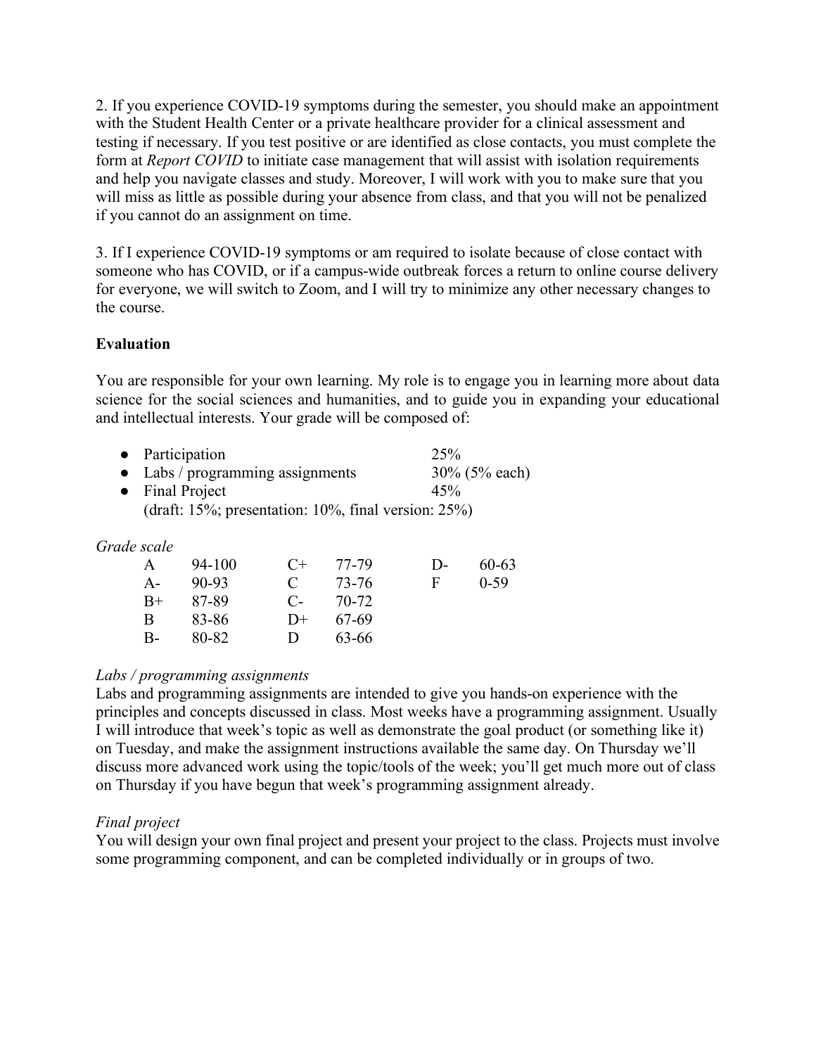2. If you experience COVID-19 symptoms during the semester, you should make an appointment with the Student Health Center or a private healthcare provider for a clinical assessment and testing if necessary. If you test positive or are identified as close contacts, you must complete the form at *Report COVID* to initiate case management that will assist with isolation requirements and help you navigate classes and study. Moreover, I will work with you to make sure that you will miss as little as possible during your absence from class, and that you will not be penalized if you cannot do an assignment on time.

3. If I experience COVID-19 symptoms or am required to isolate because of close contact with someone who has COVID, or if a campus-wide outbreak forces a return to online course delivery for everyone, we will switch to Zoom, and I will try to minimize any other necessary changes to the course.

**Evaluation**

You are responsible for your own learning. My role is to engage you in learning more about data science for the social sciences and humanities, and to guide you in expanding your educational and intellectual interests. Your grade will be composed of:

- Participation 25%
- Labs / programming assignments 30% (5% each)
- Final Project 45%
  (draft: 15%; presentation: 10%, final version: 25%)

*Grade scale*

| | | | | | |
|---|---|---|---|---|---|
| A | 94-100 | C+ | 77-79 | D- | 60-63 |
| A- | 90-93 | C | 73-76 | F | 0-59 |
| B+ | 87-89 | C- | 70-72 | | |
| B | 83-86 | D+ | 67-69 | | |
| B- | 80-82 | D | 63-66 | | |

*Labs / programming assignments*

Labs and programming assignments are intended to give you hands-on experience with the principles and concepts discussed in class. Most weeks have a programming assignment. Usually I will introduce that week's topic as well as demonstrate the goal product (or something like it) on Tuesday, and make the assignment instructions available the same day. On Thursday we'll discuss more advanced work using the topic/tools of the week; you'll get much more out of class on Thursday if you have begun that week's programming assignment already.

*Final project*

You will design your own final project and present your project to the class. Projects must involve some programming component, and can be completed individually or in groups of two.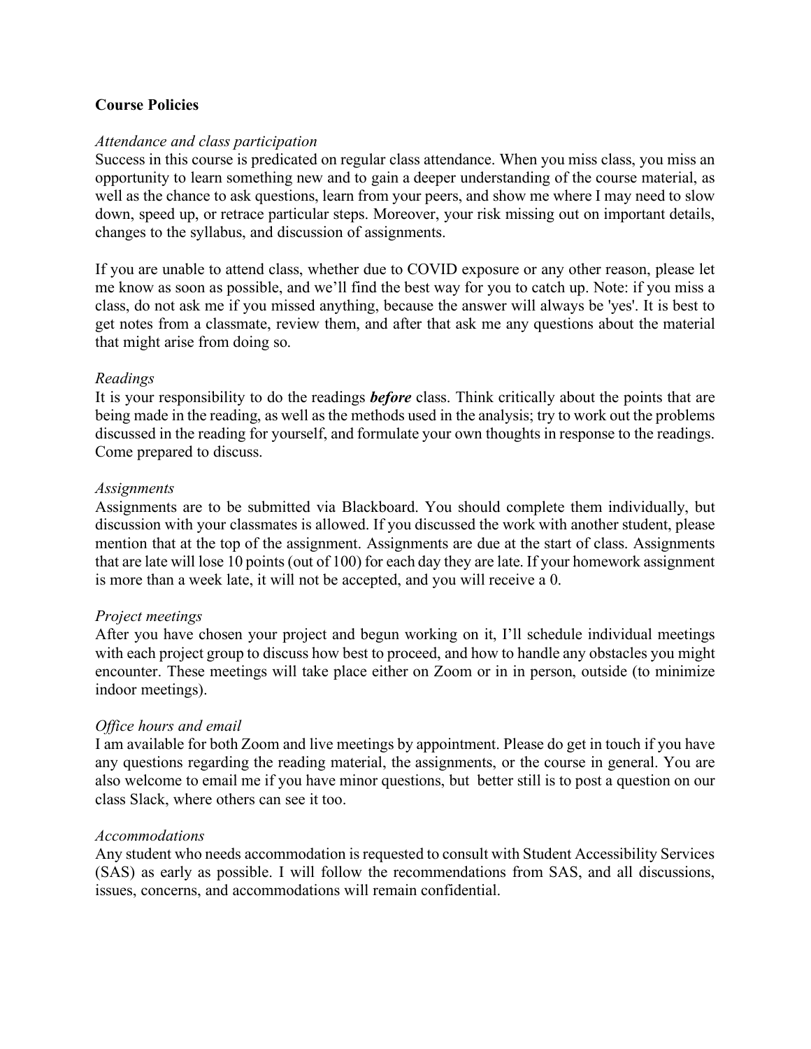**Course Policies**

*Attendance and class participation*

Success in this course is predicated on regular class attendance. When you miss class, you miss an opportunity to learn something new and to gain a deeper understanding of the course material, as well as the chance to ask questions, learn from your peers, and show me where I may need to slow down, speed up, or retrace particular steps. Moreover, your risk missing out on important details, changes to the syllabus, and discussion of assignments.

If you are unable to attend class, whether due to COVID exposure or any other reason, please let me know as soon as possible, and we'll find the best way for you to catch up. Note: if you miss a class, do not ask me if you missed anything, because the answer will always be 'yes'. It is best to get notes from a classmate, review them, and after that ask me any questions about the material that might arise from doing so.

*Readings*

It is your responsibility to do the readings ***before*** class. Think critically about the points that are being made in the reading, as well as the methods used in the analysis; try to work out the problems discussed in the reading for yourself, and formulate your own thoughts in response to the readings. Come prepared to discuss.

*Assignments*

Assignments are to be submitted via Blackboard. You should complete them individually, but discussion with your classmates is allowed. If you discussed the work with another student, please mention that at the top of the assignment. Assignments are due at the start of class. Assignments that are late will lose 10 points (out of 100) for each day they are late. If your homework assignment is more than a week late, it will not be accepted, and you will receive a 0.

*Project meetings*

After you have chosen your project and begun working on it, I'll schedule individual meetings with each project group to discuss how best to proceed, and how to handle any obstacles you might encounter. These meetings will take place either on Zoom or in in person, outside (to minimize indoor meetings).

*Office hours and email*

I am available for both Zoom and live meetings by appointment. Please do get in touch if you have any questions regarding the reading material, the assignments, or the course in general. You are also welcome to email me if you have minor questions, but better still is to post a question on our class Slack, where others can see it too.

*Accommodations*

Any student who needs accommodation is requested to consult with Student Accessibility Services (SAS) as early as possible. I will follow the recommendations from SAS, and all discussions, issues, concerns, and accommodations will remain confidential.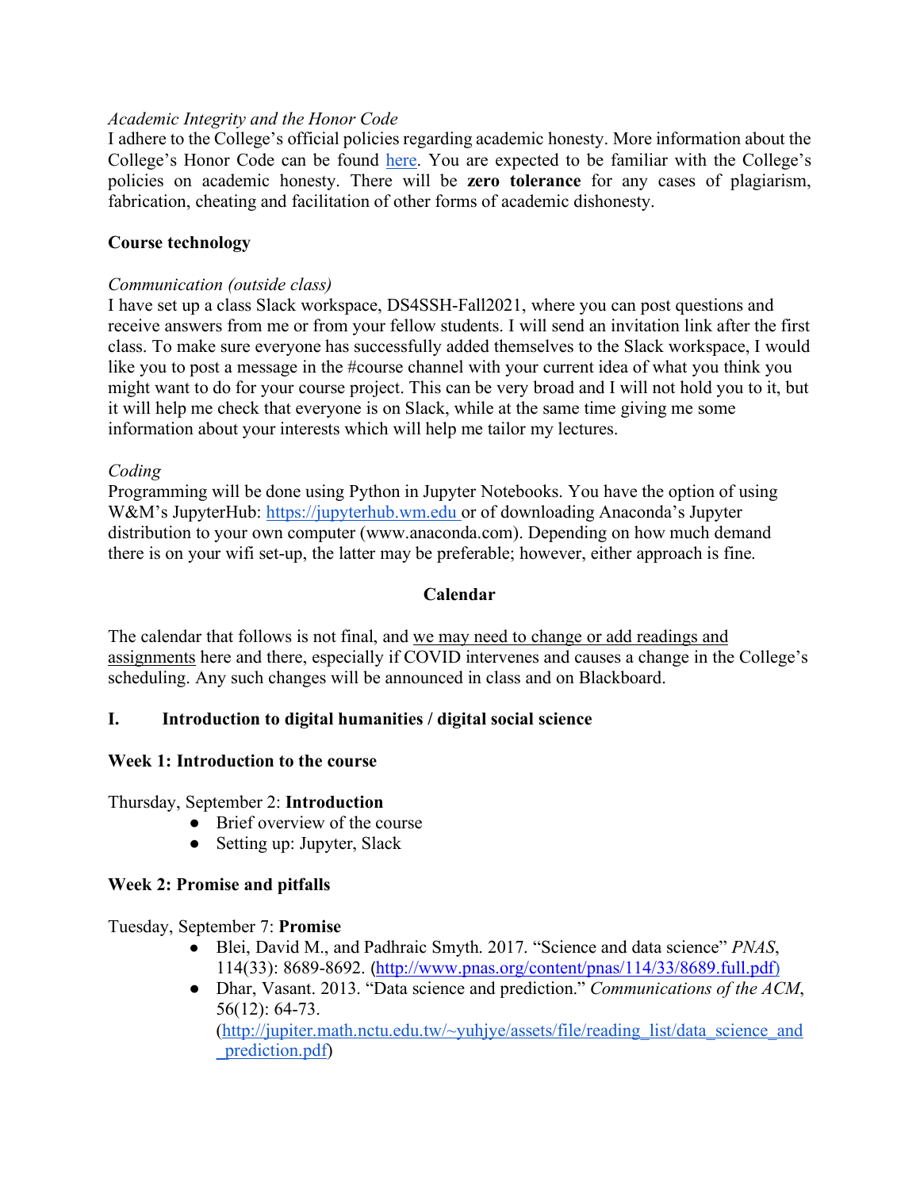*Academic Integrity and the Honor Code*

I adhere to the College's official policies regarding academic honesty. More information about the College's Honor Code can be found [here](). You are expected to be familiar with the College's policies on academic honesty. There will be **zero tolerance** for any cases of plagiarism, fabrication, cheating and facilitation of other forms of academic dishonesty.

**Course technology**

*Communication (outside class)*

I have set up a class Slack workspace, DS4SSH-Fall2021, where you can post questions and receive answers from me or from your fellow students. I will send an invitation link after the first class. To make sure everyone has successfully added themselves to the Slack workspace, I would like you to post a message in the #course channel with your current idea of what you think you might want to do for your course project. This can be very broad and I will not hold you to it, but it will help me check that everyone is on Slack, while at the same time giving me some information about your interests which will help me tailor my lectures.

*Coding*

Programming will be done using Python in Jupyter Notebooks. You have the option of using W&M's JupyterHub: https://jupyterhub.wm.edu or of downloading Anaconda's Jupyter distribution to your own computer (www.anaconda.com). Depending on how much demand there is on your wifi set-up, the latter may be preferable; however, either approach is fine.

## Calendar

The calendar that follows is not final, and <u>we may need to change or add readings and assignments</u> here and there, especially if COVID intervenes and causes a change in the College's scheduling. Any such changes will be announced in class and on Blackboard.

## I. Introduction to digital humanities / digital social science

### Week 1: Introduction to the course

Thursday, September 2: **Introduction**

- Brief overview of the course
- Setting up: Jupyter, Slack

### Week 2: Promise and pitfalls

Tuesday, September 7: **Promise**

- Blei, David M., and Padhraic Smyth. 2017. "Science and data science" *PNAS*, 114(33): 8689-8692. (http://www.pnas.org/content/pnas/114/33/8689.full.pdf)
- Dhar, Vasant. 2013. "Data science and prediction." *Communications of the ACM*, 56(12): 64-73. (http://jupiter.math.nctu.edu.tw/~yuhjye/assets/file/reading_list/data_science_and_prediction.pdf)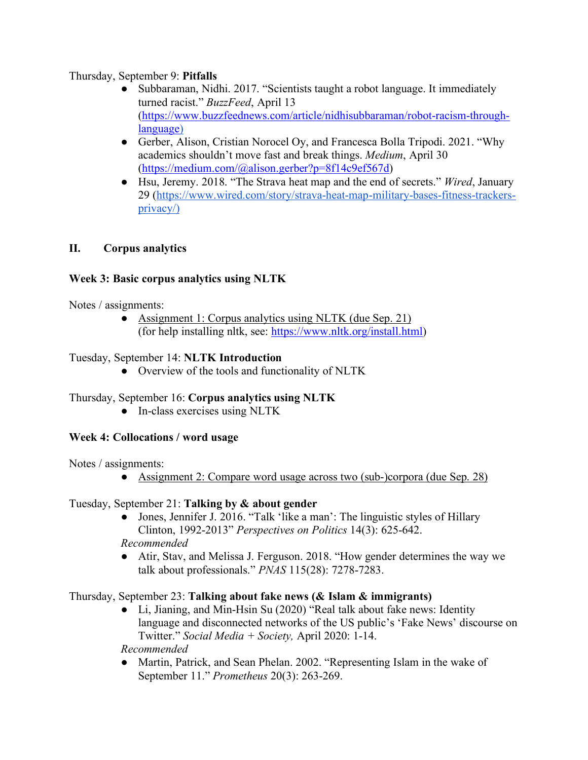Thursday, September 9: **Pitfalls**

- Subbaraman, Nidhi. 2017. "Scientists taught a robot language. It immediately turned racist." *BuzzFeed*, April 13 (https://www.buzzfeednews.com/article/nidhisubbaraman/robot-racism-through-language)
- Gerber, Alison, Cristian Norocel Oy, and Francesca Bolla Tripodi. 2021. "Why academics shouldn't move fast and break things. *Medium*, April 30 (https://medium.com/@alison.gerber?p=8f14c9ef567d)
- Hsu, Jeremy. 2018. "The Strava heat map and the end of secrets." *Wired*, January 29 (https://www.wired.com/story/strava-heat-map-military-bases-fitness-trackers-privacy/)

## II. Corpus analytics

### Week 3: Basic corpus analytics using NLTK

Notes / assignments:

- Assignment 1: Corpus analytics using NLTK (due Sep. 21) (for help installing nltk, see: https://www.nltk.org/install.html)

Tuesday, September 14: **NLTK Introduction**

- Overview of the tools and functionality of NLTK

Thursday, September 16: **Corpus analytics using NLTK**

- In-class exercises using NLTK

### Week 4: Collocations / word usage

Notes / assignments:

- Assignment 2: Compare word usage across two (sub-)corpora (due Sep. 28)

Tuesday, September 21: **Talking by & about gender**

- Jones, Jennifer J. 2016. "Talk 'like a man': The linguistic styles of Hillary Clinton, 1992-2013" *Perspectives on Politics* 14(3): 625-642.

*Recommended*

- Atir, Stav, and Melissa J. Ferguson. 2018. "How gender determines the way we talk about professionals." *PNAS* 115(28): 7278-7283.

Thursday, September 23: **Talking about fake news (& Islam & immigrants)**

- Li, Jianing, and Min-Hsin Su (2020) "Real talk about fake news: Identity language and disconnected networks of the US public's 'Fake News' discourse on Twitter." *Social Media + Society,* April 2020: 1-14.

*Recommended*

- Martin, Patrick, and Sean Phelan. 2002. "Representing Islam in the wake of September 11." *Prometheus* 20(3): 263-269.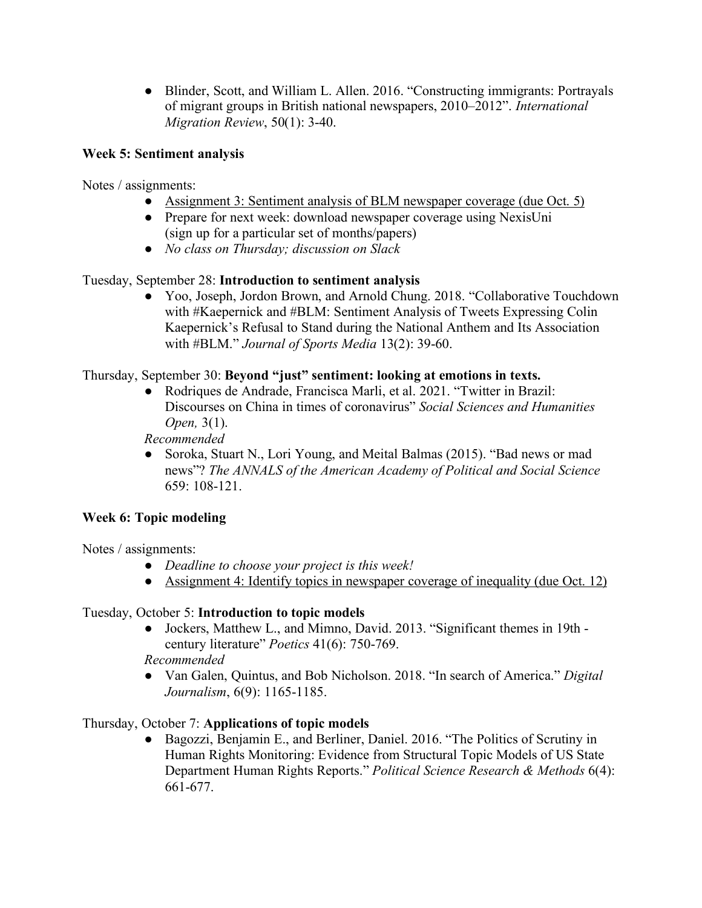- Blinder, Scott, and William L. Allen. 2016. "Constructing immigrants: Portrayals of migrant groups in British national newspapers, 2010–2012". *International Migration Review*, 50(1): 3-40.

**Week 5: Sentiment analysis**

Notes / assignments:

- Assignment 3: Sentiment analysis of BLM newspaper coverage (due Oct. 5)
- Prepare for next week: download newspaper coverage using NexisUni (sign up for a particular set of months/papers)
- *No class on Thursday; discussion on Slack*

Tuesday, September 28: **Introduction to sentiment analysis**

- Yoo, Joseph, Jordon Brown, and Arnold Chung. 2018. "Collaborative Touchdown with #Kaepernick and #BLM: Sentiment Analysis of Tweets Expressing Colin Kaepernick's Refusal to Stand during the National Anthem and Its Association with #BLM." *Journal of Sports Media* 13(2): 39-60.

Thursday, September 30: **Beyond "just" sentiment: looking at emotions in texts.**

- Rodriques de Andrade, Francisca Marli, et al. 2021. "Twitter in Brazil: Discourses on China in times of coronavirus" *Social Sciences and Humanities Open,* 3(1).

*Recommended*

- Soroka, Stuart N., Lori Young, and Meital Balmas (2015). "Bad news or mad news"? *The ANNALS of the American Academy of Political and Social Science* 659: 108-121.

**Week 6: Topic modeling**

Notes / assignments:

- *Deadline to choose your project is this week!*
- Assignment 4: Identify topics in newspaper coverage of inequality (due Oct. 12)

Tuesday, October 5: **Introduction to topic models**

- Jockers, Matthew L., and Mimno, David. 2013. "Significant themes in 19th - century literature" *Poetics* 41(6): 750-769.

*Recommended*

- Van Galen, Quintus, and Bob Nicholson. 2018. "In search of America." *Digital Journalism*, 6(9): 1165-1185.

Thursday, October 7: **Applications of topic models**

- Bagozzi, Benjamin E., and Berliner, Daniel. 2016. "The Politics of Scrutiny in Human Rights Monitoring: Evidence from Structural Topic Models of US State Department Human Rights Reports." *Political Science Research & Methods* 6(4): 661-677.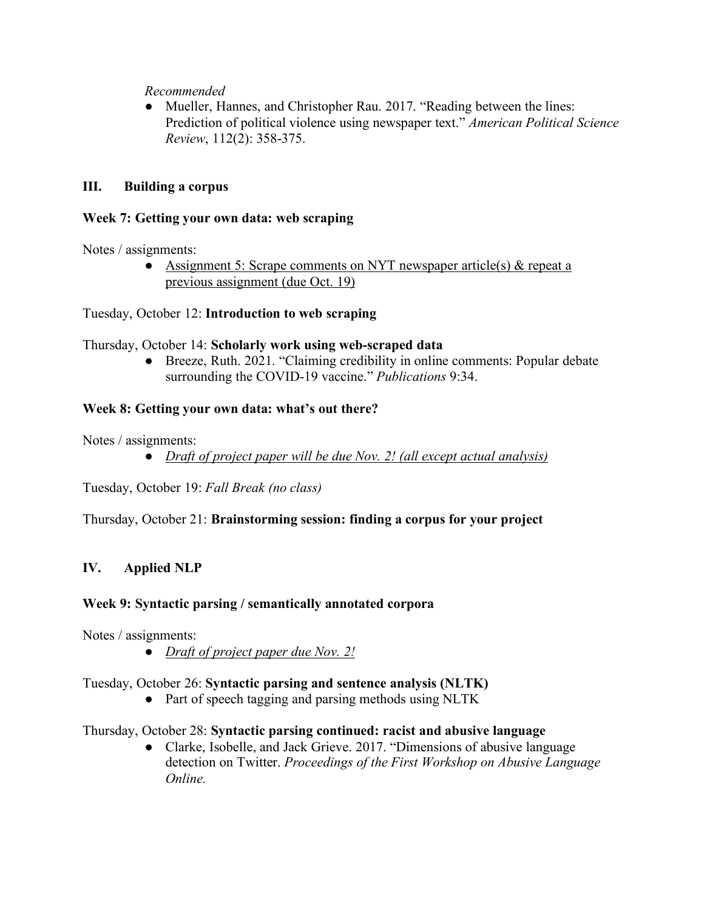*Recommended*

- Mueller, Hannes, and Christopher Rau. 2017. "Reading between the lines: Prediction of political violence using newspaper text." *American Political Science Review*, 112(2): 358-375.

## III. Building a corpus

### Week 7: Getting your own data: web scraping

Notes / assignments:

- <u>Assignment 5: Scrape comments on NYT newspaper article(s) & repeat a previous assignment (due Oct. 19)</u>

Tuesday, October 12: **Introduction to web scraping**

Thursday, October 14: **Scholarly work using web-scraped data**

- Breeze, Ruth. 2021. "Claiming credibility in online comments: Popular debate surrounding the COVID-19 vaccine." *Publications* 9:34.

### Week 8: Getting your own data: what's out there?

Notes / assignments:

- *<u>Draft of project paper will be due Nov. 2! (all except actual analysis)</u>*

Tuesday, October 19: *Fall Break (no class)*

Thursday, October 21: **Brainstorming session: finding a corpus for your project**

## IV. Applied NLP

### Week 9: Syntactic parsing / semantically annotated corpora

Notes / assignments:

- *<u>Draft of project paper due Nov. 2!</u>*

Tuesday, October 26: **Syntactic parsing and sentence analysis (NLTK)**

- Part of speech tagging and parsing methods using NLTK

Thursday, October 28: **Syntactic parsing continued: racist and abusive language**

- Clarke, Isobelle, and Jack Grieve. 2017. "Dimensions of abusive language detection on Twitter. *Proceedings of the First Workshop on Abusive Language Online.*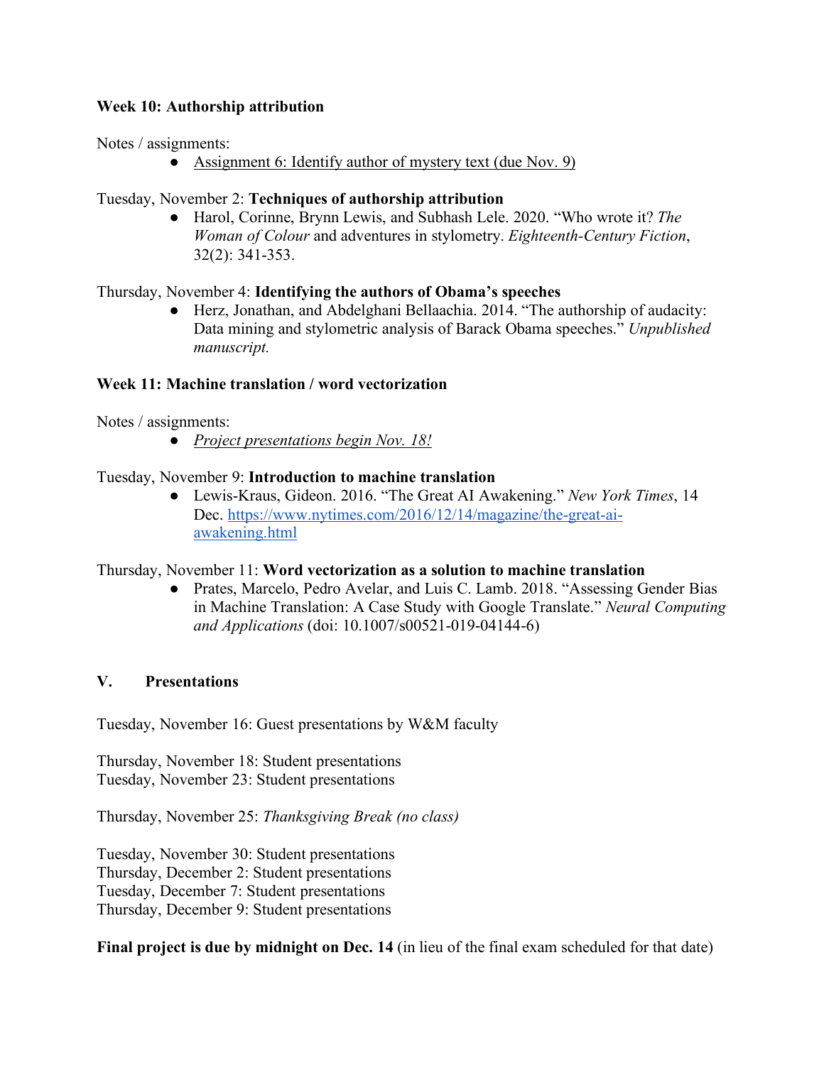**Week 10: Authorship attribution**

Notes / assignments:

- Assignment 6: Identify author of mystery text (due Nov. 9)

Tuesday, November 2: **Techniques of authorship attribution**

- Harol, Corinne, Brynn Lewis, and Subhash Lele. 2020. "Who wrote it? *The Woman of Colour* and adventures in stylometry. *Eighteenth-Century Fiction*, 32(2): 341-353.

Thursday, November 4: **Identifying the authors of Obama's speeches**

- Herz, Jonathan, and Abdelghani Bellaachia. 2014. "The authorship of audacity: Data mining and stylometric analysis of Barack Obama speeches." *Unpublished manuscript.*

**Week 11: Machine translation / word vectorization**

Notes / assignments:

- *Project presentations begin Nov. 18!*

Tuesday, November 9: **Introduction to machine translation**

- Lewis-Kraus, Gideon. 2016. "The Great AI Awakening." *New York Times*, 14 Dec. https://www.nytimes.com/2016/12/14/magazine/the-great-ai-awakening.html

Thursday, November 11: **Word vectorization as a solution to machine translation**

- Prates, Marcelo, Pedro Avelar, and Luis C. Lamb. 2018. "Assessing Gender Bias in Machine Translation: A Case Study with Google Translate." *Neural Computing and Applications* (doi: 10.1007/s00521-019-04144-6)

## V. Presentations

Tuesday, November 16: Guest presentations by W&M faculty

Thursday, November 18: Student presentations
Tuesday, November 23: Student presentations

Thursday, November 25: *Thanksgiving Break (no class)*

Tuesday, November 30: Student presentations
Thursday, December 2: Student presentations
Tuesday, December 7: Student presentations
Thursday, December 9: Student presentations

**Final project is due by midnight on Dec. 14** (in lieu of the final exam scheduled for that date)